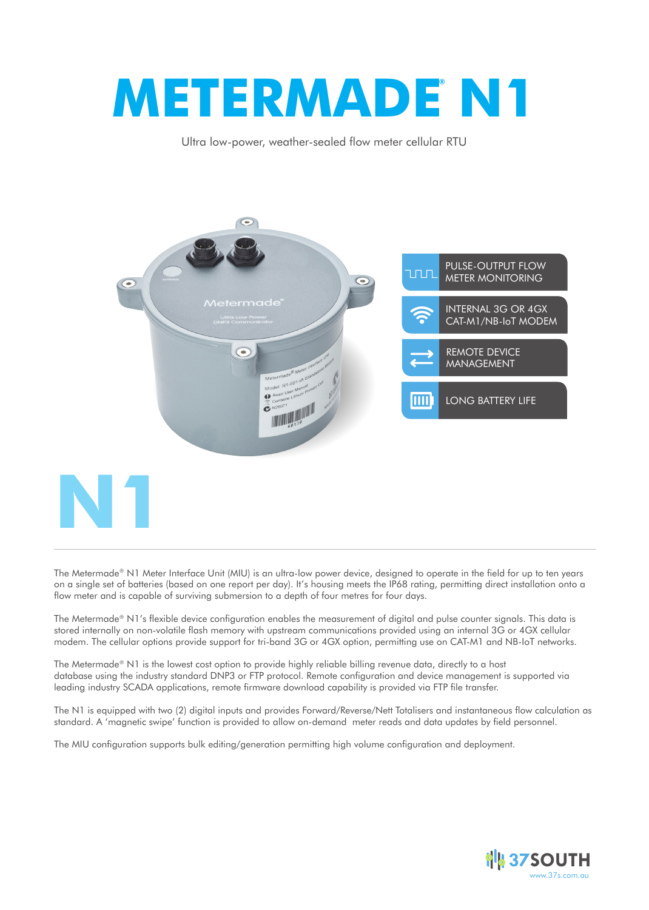# METERMADE® N1

Ultra low-power, weather-sealed flow meter cellular RTU

- PULSE-OUTPUT FLOW METER MONITORING
- INTERNAL 3G OR 4GX CAT-M1/NB-IoT MODEM
- REMOTE DEVICE MANAGEMENT
- LONG BATTERY LIFE

# N1

The Metermade® N1 Meter Interface Unit (MIU) is an ultra-low power device, designed to operate in the field for up to ten years on a single set of batteries (based on one report per day). It's housing meets the IP68 rating, permitting direct installation onto a flow meter and is capable of surviving submersion to a depth of four metres for four days.

The Metermade® N1's flexible device configuration enables the measurement of digital and pulse counter signals. This data is stored internally on non-volatile flash memory with upstream communications provided using an internal 3G or 4GX cellular modem. The cellular options provide support for tri-band 3G or 4GX option, permitting use on CAT-M1 and NB-IoT networks.

The Metermade® N1 is the lowest cost option to provide highly reliable billing revenue data, directly to a host database using the industry standard DNP3 or FTP protocol. Remote configuration and device management is supported via leading industry SCADA applications, remote firmware download capability is provided via FTP file transfer.

The N1 is equipped with two (2) digital inputs and provides Forward/Reverse/Nett Totalisers and instantaneous flow calculation as standard. A 'magnetic swipe' function is provided to allow on-demand meter reads and data updates by field personnel.

The MIU configuration supports bulk editing/generation permitting high volume configuration and deployment.

37SOUTH
www.37s.com.au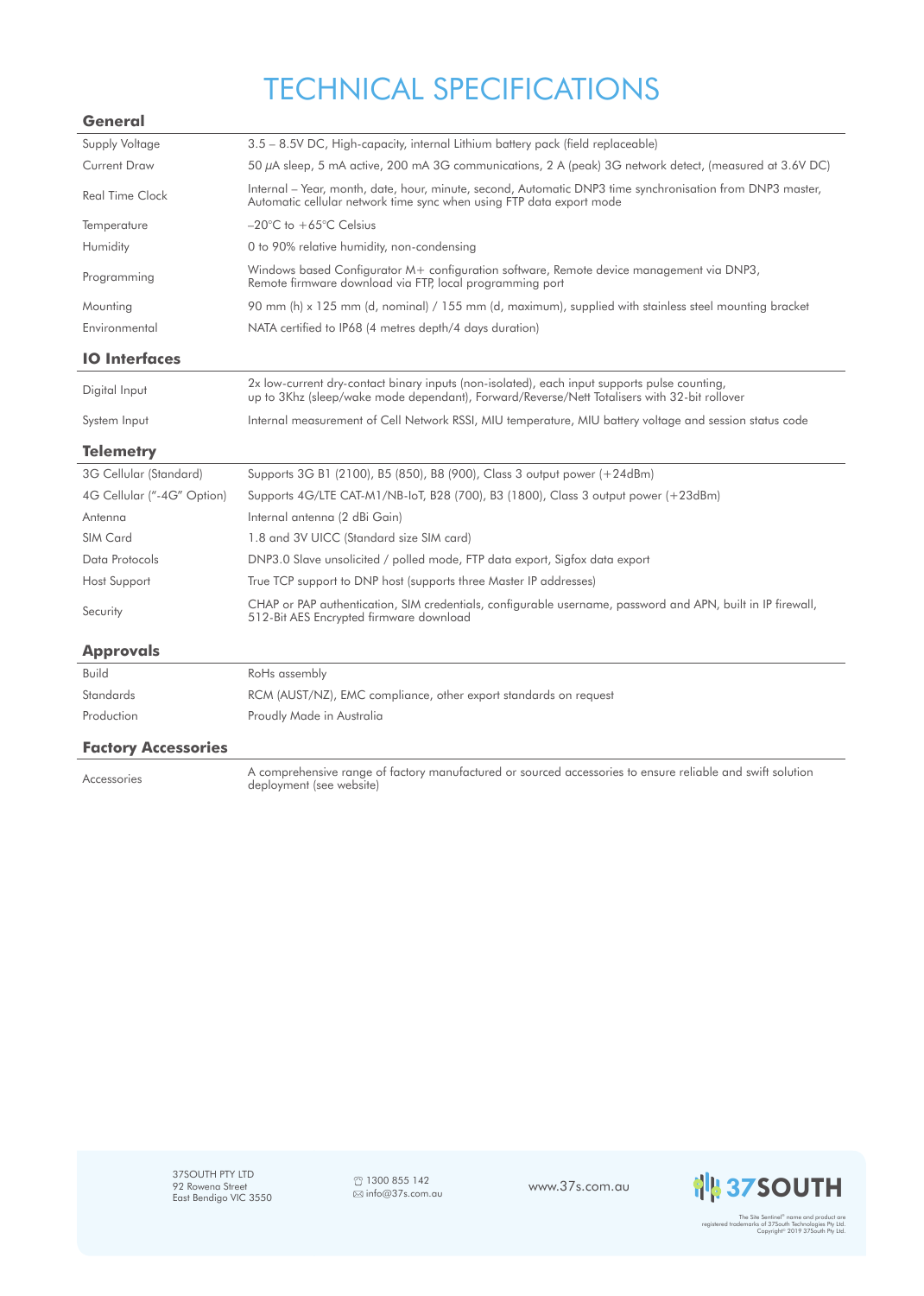# TECHNICAL SPECIFICATIONS

## General

| | |
|---|---|
| Supply Voltage | 3.5 – 8.5V DC, High-capacity, internal Lithium battery pack (field replaceable) |
| Current Draw | 50 µA sleep, 5 mA active, 200 mA 3G communications, 2 A (peak) 3G network detect, (measured at 3.6V DC) |
| Real Time Clock | Internal – Year, month, date, hour, minute, second, Automatic DNP3 time synchronisation from DNP3 master, Automatic cellular network time sync when using FTP data export mode |
| Temperature | –20°C to +65°C Celsius |
| Humidity | 0 to 90% relative humidity, non-condensing |
| Programming | Windows based Configurator M+ configuration software, Remote device management via DNP3, Remote firmware download via FTP, local programming port |
| Mounting | 90 mm (h) x 125 mm (d, nominal) / 155 mm (d, maximum), supplied with stainless steel mounting bracket |
| Environmental | NATA certified to IP68 (4 metres depth/4 days duration) |

## IO Interfaces

| | |
|---|---|
| Digital Input | 2x low-current dry-contact binary inputs (non-isolated), each input supports pulse counting, up to 3Khz (sleep/wake mode dependant), Forward/Reverse/Nett Totalisers with 32-bit rollover |
| System Input | Internal measurement of Cell Network RSSI, MIU temperature, MIU battery voltage and session status code |

## Telemetry

| | |
|---|---|
| 3G Cellular (Standard) | Supports 3G B1 (2100), B5 (850), B8 (900), Class 3 output power (+24dBm) |
| 4G Cellular ("-4G" Option) | Supports 4G/LTE CAT-M1/NB-IoT, B28 (700), B3 (1800), Class 3 output power (+23dBm) |
| Antenna | Internal antenna (2 dBi Gain) |
| SIM Card | 1.8 and 3V UICC (Standard size SIM card) |
| Data Protocols | DNP3.0 Slave unsolicited / polled mode, FTP data export, Sigfox data export |
| Host Support | True TCP support to DNP host (supports three Master IP addresses) |
| Security | CHAP or PAP authentication, SIM credentials, configurable username, password and APN, built in IP firewall, 512-Bit AES Encrypted firmware download |

## Approvals

| | |
|---|---|
| Build | RoHs assembly |
| Standards | RCM (AUST/NZ), EMC compliance, other export standards on request |
| Production | Proudly Made in Australia |

## Factory Accessories

| | |
|---|---|
| Accessories | A comprehensive range of factory manufactured or sourced accessories to ensure reliable and swift solution deployment (see website) |

37SOUTH PTY LTD
92 Rowena Street
East Bendigo VIC 3550

1300 855 142
info@37s.com.au

www.37s.com.au

37SOUTH

The Site Sentinel® name and product are registered trademarks of 37South Technologies Pty Ltd. Copyright© 2019 37South Pty Ltd.